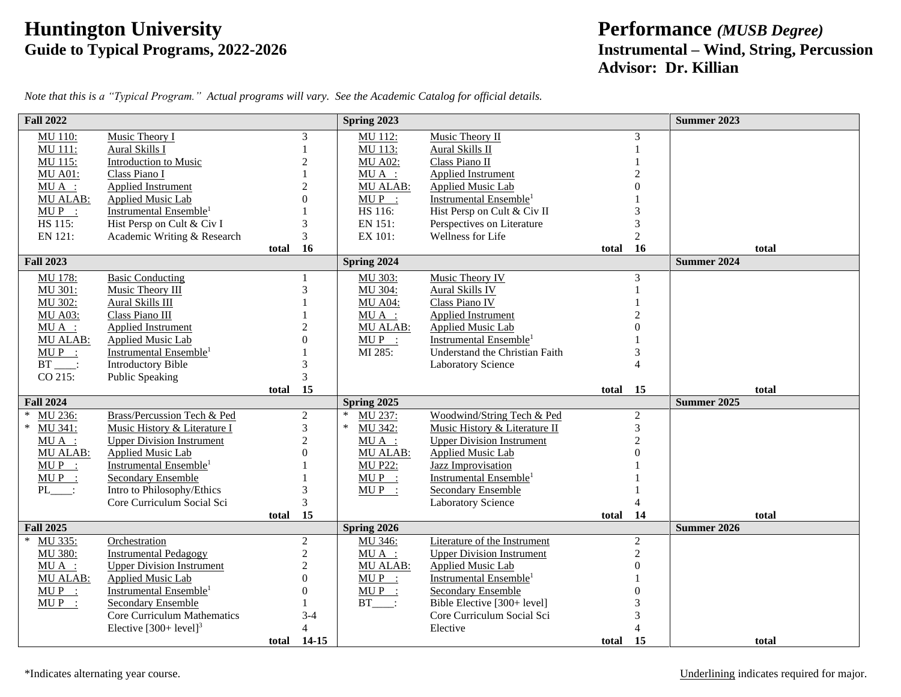# Huntington University

## Guide to Typical Programs, 2022-2026

# Performance *(MUSB Degree)*

## Instrumental – Wind, String, Percussion

## Advisor: Dr. Killian

*Note that this is a "Typical Program." Actual programs will vary. See the Academic Catalog for official details.*

| Fall 2022 | | | Spring 2023 | | | Summer 2023 |
|---|---|---|---|---|---|---|
| MU 110: | Music Theory I | 3 | MU 112: | Music Theory II | 3 | |
| MU 111: | Aural Skills I | 1 | MU 113: | Aural Skills II | 1 | |
| MU 115: | Introduction to Music | 2 | MU A02: | Class Piano II | 1 | |
| MU A01: | Class Piano I | 1 | MU A __: | Applied Instrument | 2 | |
| MU A __: | Applied Instrument | 2 | MU ALAB: | Applied Music Lab | 0 | |
| MU ALAB: | Applied Music Lab | 0 | MU P __: | Instrumental Ensemble[1] | 1 | |
| MU P __: | Instrumental Ensemble[1] | 1 | HS 116: | Hist Persp on Cult & Civ II | 3 | |
| HS 115: | Hist Persp on Cult & Civ I | 3 | EN 151: | Perspectives on Literature | 3 | |
| EN 121: | Academic Writing & Research | 3 | EX 101: | Wellness for Life | 2 | |
| | **total** | **16** | | **total** | **16** | **total** |
| **Fall 2023** | | | **Spring 2024** | | | **Summer 2024** |
| MU 178: | Basic Conducting | 1 | MU 303: | Music Theory IV | 3 | |
| MU 301: | Music Theory III | 3 | MU 304: | Aural Skills IV | 1 | |
| MU 302: | Aural Skills III | 1 | MU A04: | Class Piano IV | 1 | |
| MU A03: | Class Piano III | 1 | MU A __: | Applied Instrument | 2 | |
| MU A __: | Applied Instrument | 2 | MU ALAB: | Applied Music Lab | 0 | |
| MU ALAB: | Applied Music Lab | 0 | MU P __: | Instrumental Ensemble[1] | 1 | |
| MU P __: | Instrumental Ensemble[1] | 1 | MI 285: | Understand the Christian Faith | 3 | |
| BT ____: | Introductory Bible | 3 | | Laboratory Science | 4 | |
| CO 215: | Public Speaking | 3 | | | | |
| | **total** | **15** | | **total** | **15** | **total** |
| **Fall 2024** | | | **Spring 2025** | | | **Summer 2025** |
| * MU 236: | Brass/Percussion Tech & Ped | 2 | * MU 237: | Woodwind/String Tech & Ped | 2 | |
| * MU 341: | Music History & Literature I | 3 | * MU 342: | Music History & Literature II | 3 | |
| MU A __: | Upper Division Instrument | 2 | MU A __: | Upper Division Instrument | 2 | |
| MU ALAB: | Applied Music Lab | 0 | MU ALAB: | Applied Music Lab | 0 | |
| MU P __: | Instrumental Ensemble[1] | 1 | MU P22: | Jazz Improvisation | 1 | |
| MU P __: | Secondary Ensemble | 1 | MU P __: | Instrumental Ensemble[1] | 1 | |
| PL____: | Intro to Philosophy/Ethics | 3 | MU P __: | Secondary Ensemble | 1 | |
| | Core Curriculum Social Sci | 3 | | Laboratory Science | 4 | |
| | **total** | **15** | | **total** | **14** | **total** |
| **Fall 2025** | | | **Spring 2026** | | | **Summer 2026** |
| * MU 335: | Orchestration | 2 | MU 346: | Literature of the Instrument | 2 | |
| MU 380: | Instrumental Pedagogy | 2 | MU A __: | Upper Division Instrument | 2 | |
| MU A __: | Upper Division Instrument | 2 | MU ALAB: | Applied Music Lab | 0 | |
| MU ALAB: | Applied Music Lab | 0 | MU P __: | Instrumental Ensemble[1] | 1 | |
| MU P __: | Instrumental Ensemble[1] | 0 | MU P __: | Secondary Ensemble | 0 | |
| MU P __: | Secondary Ensemble | 1 | BT____: | Bible Elective [300+ level] | 3 | |
| | Core Curriculum Mathematics | 3-4 | | Core Curriculum Social Sci | 3 | |
| | Elective [300+ level][3] | 4 | | Elective | 4 | |
| | **total** | **14-15** | | **total** | **15** | **total** |

*Indicates alternating year course.

Underlining indicates required for major.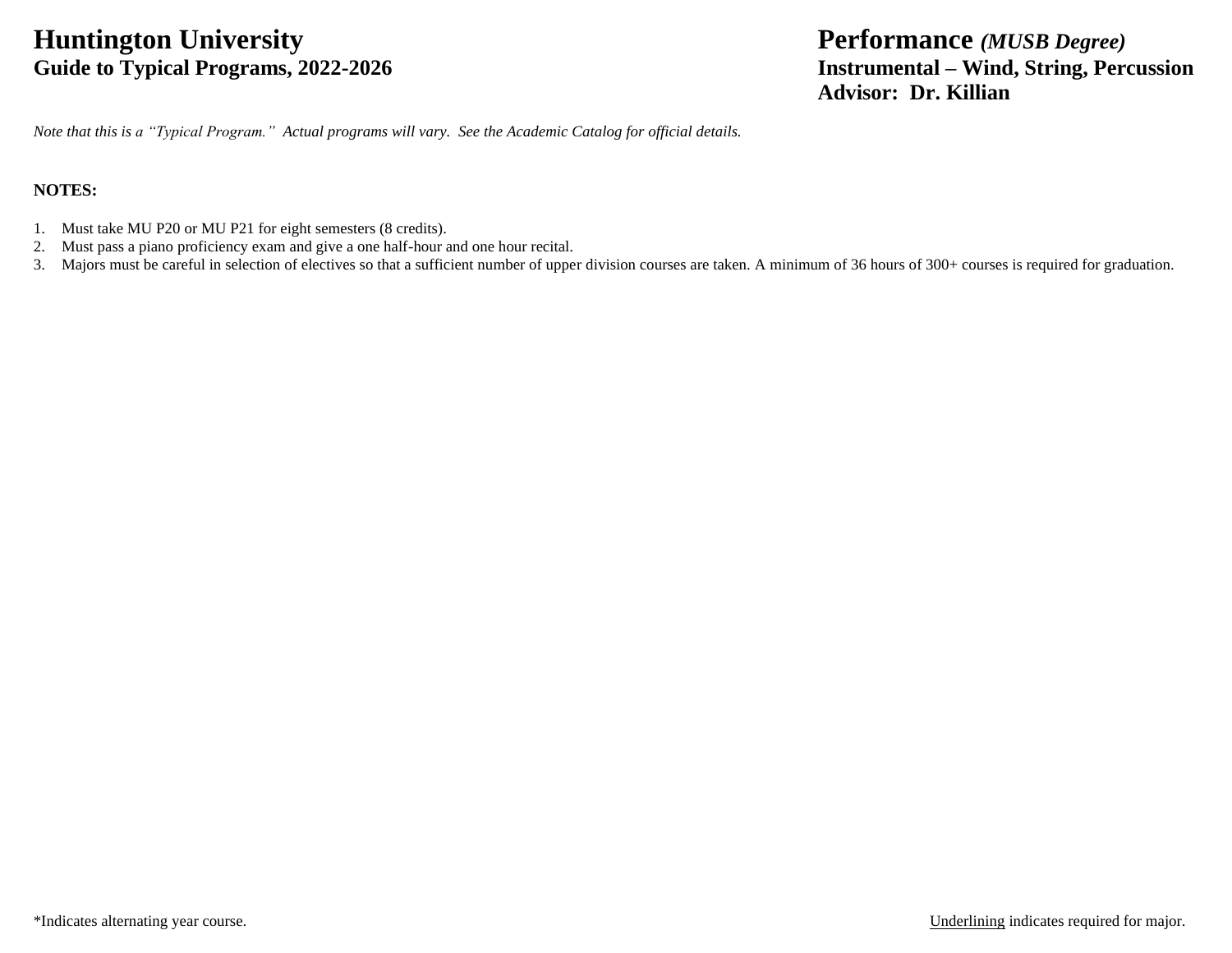# Huntington University
**Guide to Typical Programs, 2022-2026**

**Performance** ***(MUSB Degree)***
**Instrumental – Wind, String, Percussion**
**Advisor: Dr. Killian**

*Note that this is a "Typical Program." Actual programs will vary. See the Academic Catalog for official details.*

**NOTES:**

1. Must take MU P20 or MU P21 for eight semesters (8 credits).
2. Must pass a piano proficiency exam and give a one half-hour and one hour recital.
3. Majors must be careful in selection of electives so that a sufficient number of upper division courses are taken. A minimum of 36 hours of 300+ courses is required for graduation.

*Indicates alternating year course.

<u>Underlining</u> indicates required for major.